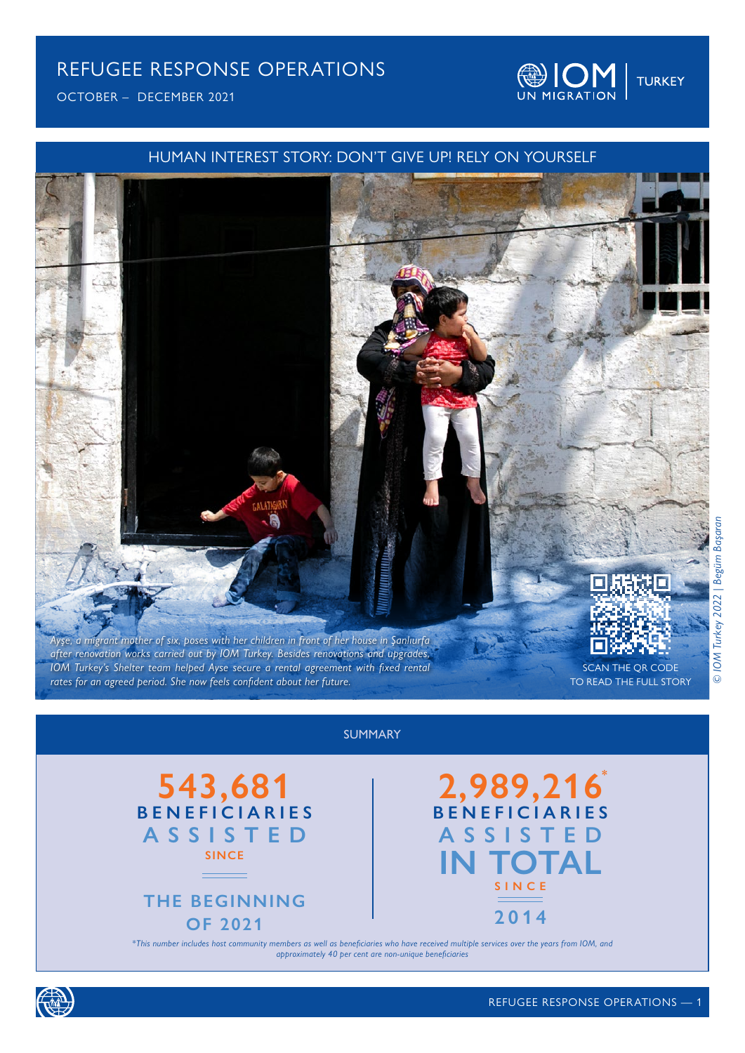# REFUGEE RESPONSE OPERATIONS

OCTOBER – DECEMBER 2021

IOM UN MIGRATION | TURKEY

## HUMAN INTEREST STORY: DON'T GIVE UP! RELY ON YOURSELF

*Ayşe, a migrant mother of six, poses with her children in front of her house in Şanlıurfa after renovation works carried out by IOM Turkey. Besides renovations and upgrades, IOM Turkey's Shelter team helped Ayse secure a rental agreement with fixed rental rates for an agreed period. She now feels confident about her future.*

SCAN THE QR CODE TO READ THE FULL STORY

*© IOM Turkey 2022 | Begüm Başaran*

## SUMMARY

**543,681** BENEFICIARIES ASSISTED SINCE THE BEGINNING OF 2021

**2,989,216*** BENEFICIARIES ASSISTED IN TOTAL SINCE 2014

*\*This number includes host community members as well as beneficiaries who have received multiple services over the years from IOM, and approximately 40 per cent are non-unique beneficiaries*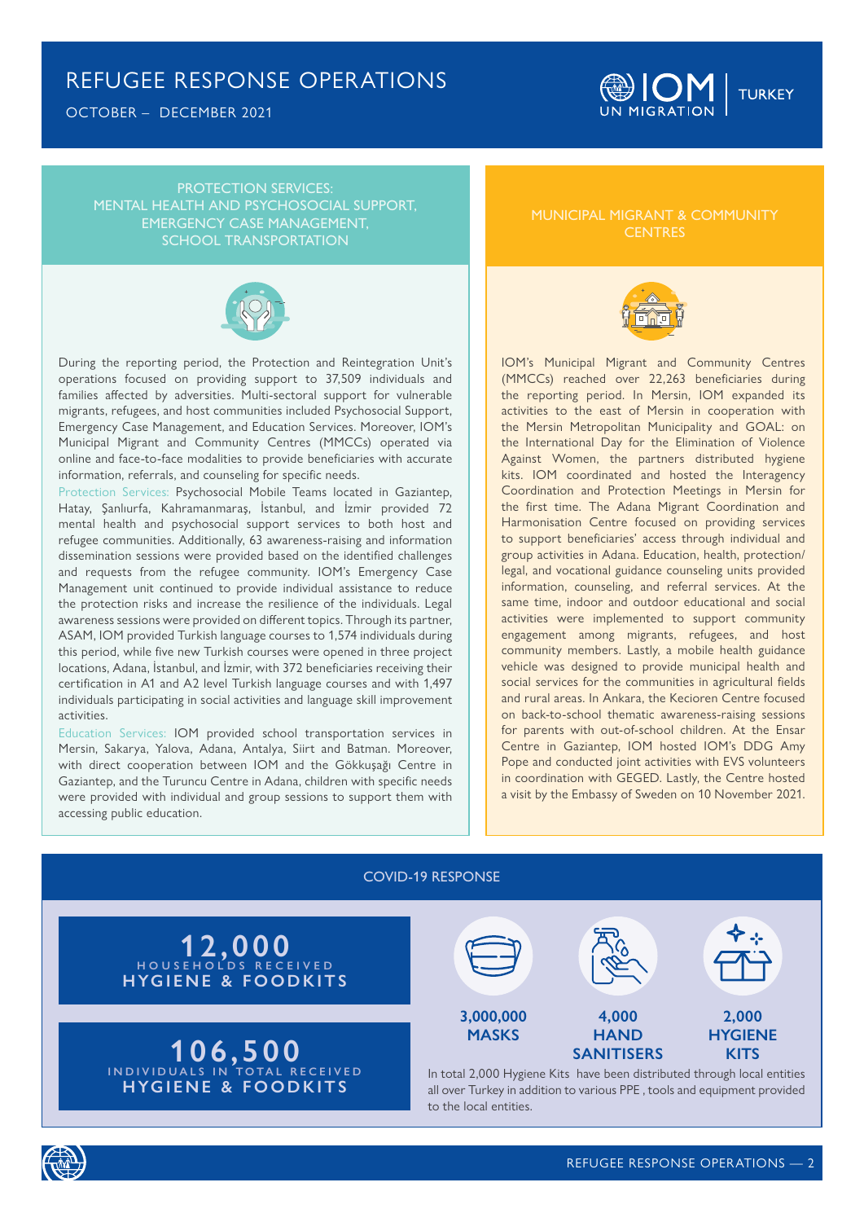# REFUGEE RESPONSE OPERATIONS

OCTOBER – DECEMBER 2021

## PROTECTION SERVICES: MENTAL HEALTH AND PSYCHOSOCIAL SUPPORT, EMERGENCY CASE MANAGEMENT, SCHOOL TRANSPORTATION

During the reporting period, the Protection and Reintegration Unit's operations focused on providing support to 37,509 individuals and families affected by adversities. Multi-sectoral support for vulnerable migrants, refugees, and host communities included Psychosocial Support, Emergency Case Management, and Education Services. Moreover, IOM's Municipal Migrant and Community Centres (MMCCs) operated via online and face-to-face modalities to provide beneficiaries with accurate information, referrals, and counseling for specific needs.

Protection Services: Psychosocial Mobile Teams located in Gaziantep, Hatay, Şanlıurfa, Kahramanmaraş, İstanbul, and İzmir provided 72 mental health and psychosocial support services to both host and refugee communities. Additionally, 63 awareness-raising and information dissemination sessions were provided based on the identified challenges and requests from the refugee community. IOM's Emergency Case Management unit continued to provide individual assistance to reduce the protection risks and increase the resilience of the individuals. Legal awareness sessions were provided on different topics. Through its partner, ASAM, IOM provided Turkish language courses to 1,574 individuals during this period, while five new Turkish courses were opened in three project locations, Adana, İstanbul, and İzmir, with 372 beneficiaries receiving their certification in A1 and A2 level Turkish language courses and with 1,497 individuals participating in social activities and language skill improvement activities.

Education Services: IOM provided school transportation services in Mersin, Sakarya, Yalova, Adana, Antalya, Siirt and Batman. Moreover, with direct cooperation between IOM and the Gökkuşağı Centre in Gaziantep, and the Turuncu Centre in Adana, children with specific needs were provided with individual and group sessions to support them with accessing public education.

## MUNICIPAL MIGRANT & COMMUNITY CENTRES

IOM's Municipal Migrant and Community Centres (MMCCs) reached over 22,263 beneficiaries during the reporting period. In Mersin, IOM expanded its activities to the east of Mersin in cooperation with the Mersin Metropolitan Municipality and GOAL: on the International Day for the Elimination of Violence Against Women, the partners distributed hygiene kits. IOM coordinated and hosted the Interagency Coordination and Protection Meetings in Mersin for the first time. The Adana Migrant Coordination and Harmonisation Centre focused on providing services to support beneficiaries' access through individual and group activities in Adana. Education, health, protection/legal, and vocational guidance counseling units provided information, counseling, and referral services. At the same time, indoor and outdoor educational and social activities were implemented to support community engagement among migrants, refugees, and host community members. Lastly, a mobile health guidance vehicle was designed to provide municipal health and social services for the communities in agricultural fields and rural areas. In Ankara, the Kecioren Centre focused on back-to-school thematic awareness-raising sessions for parents with out-of-school children. At the Ensar Centre in Gaziantep, IOM hosted IOM's DDG Amy Pope and conducted joint activities with EVS volunteers in coordination with GEGED. Lastly, the Centre hosted a visit by the Embassy of Sweden on 10 November 2021.

## COVID-19 RESPONSE

**12,000** HOUSEHOLDS RECEIVED **HYGIENE & FOODKITS**

**106,500** INDIVIDUALS IN TOTAL RECEIVED **HYGIENE & FOODKITS**

**3,000,000 MASKS**

**4,000 HAND SANITISERS**

**2,000 HYGIENE KITS**

In total 2,000 Hygiene Kits have been distributed through local entities all over Turkey in addition to various PPE , tools and equipment provided to the local entities.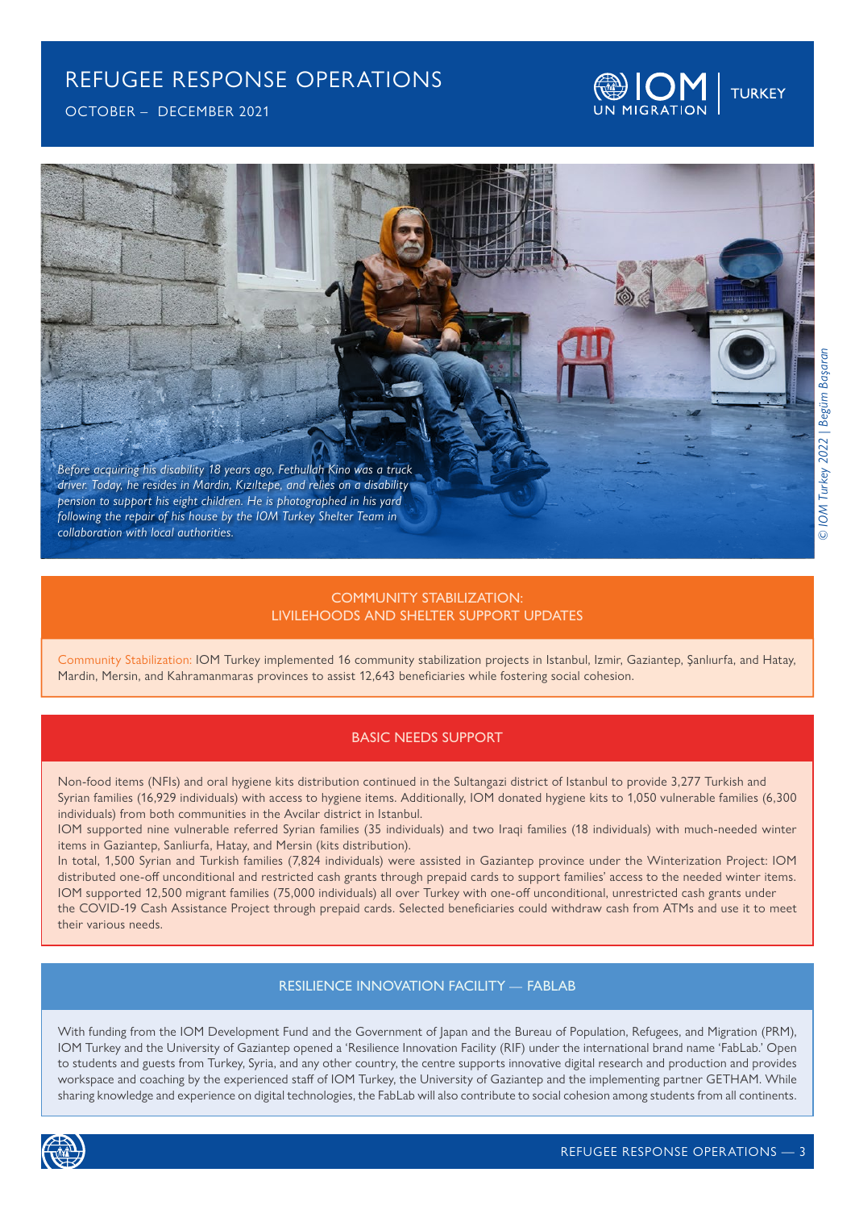# REFUGEE RESPONSE OPERATIONS

OCTOBER – DECEMBER 2021

*Before acquiring his disability 18 years ago, Fethullah Kino was a truck driver. Today, he resides in Mardin, Kızıltepe, and relies on a disability pension to support his eight children. He is photographed in his yard following the repair of his house by the IOM Turkey Shelter Team in collaboration with local authorities.*

*© IOM Turkey 2022 | Begüm Başaran*

## COMMUNITY STABILIZATION: LIVILEHOODS AND SHELTER SUPPORT UPDATES

Community Stabilization: IOM Turkey implemented 16 community stabilization projects in Istanbul, Izmir, Gaziantep, Şanlıurfa, and Hatay, Mardin, Mersin, and Kahramanmaras provinces to assist 12,643 beneficiaries while fostering social cohesion.

## BASIC NEEDS SUPPORT

Non-food items (NFIs) and oral hygiene kits distribution continued in the Sultangazi district of Istanbul to provide 3,277 Turkish and Syrian families (16,929 individuals) with access to hygiene items. Additionally, IOM donated hygiene kits to 1,050 vulnerable families (6,300 individuals) from both communities in the Avcilar district in Istanbul.

IOM supported nine vulnerable referred Syrian families (35 individuals) and two Iraqi families (18 individuals) with much-needed winter items in Gaziantep, Sanliurfa, Hatay, and Mersin (kits distribution).

In total, 1,500 Syrian and Turkish families (7,824 individuals) were assisted in Gaziantep province under the Winterization Project: IOM distributed one-off unconditional and restricted cash grants through prepaid cards to support families' access to the needed winter items.

IOM supported 12,500 migrant families (75,000 individuals) all over Turkey with one-off unconditional, unrestricted cash grants under the COVID-19 Cash Assistance Project through prepaid cards. Selected beneficiaries could withdraw cash from ATMs and use it to meet their various needs.

## RESILIENCE INNOVATION FACILITY — FABLAB

With funding from the IOM Development Fund and the Government of Japan and the Bureau of Population, Refugees, and Migration (PRM), IOM Turkey and the University of Gaziantep opened a 'Resilience Innovation Facility (RIF) under the international brand name 'FabLab.' Open to students and guests from Turkey, Syria, and any other country, the centre supports innovative digital research and production and provides workspace and coaching by the experienced staff of IOM Turkey, the University of Gaziantep and the implementing partner GETHAM. While sharing knowledge and experience on digital technologies, the FabLab will also contribute to social cohesion among students from all continents.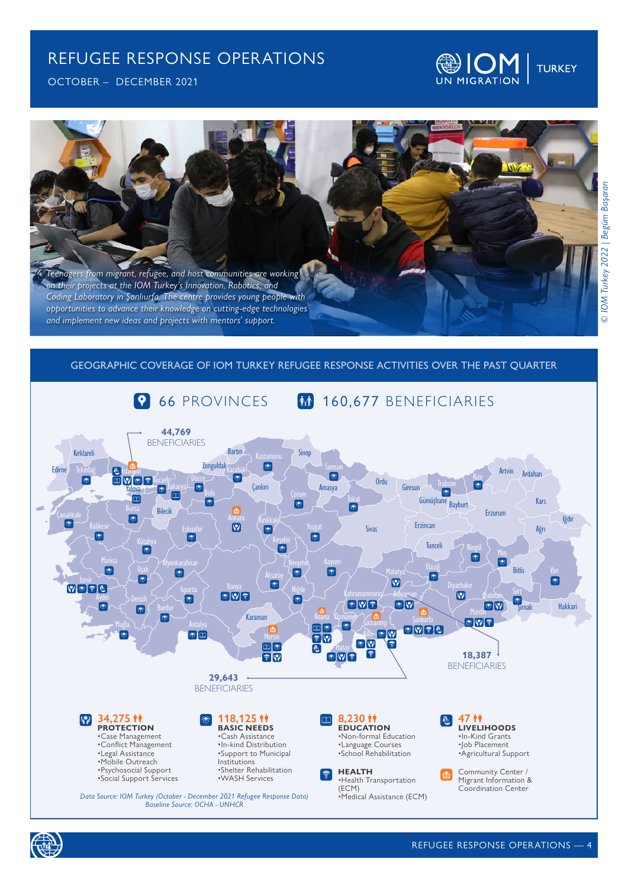# REFUGEE RESPONSE OPERATIONS

OCTOBER – DECEMBER 2021

IOM UN MIGRATION | TURKEY

*Teenagers from migrant, refugee, and host communities are working on their projects at the IOM Turkey's Innovation, Robotics, and Coding Laboratory in Şanlıurfa. The centre provides young people with opportunities to advance their knowledge on cutting-edge technologies and implement new ideas and projects with mentors' support.*

*© IOM Turkey 2022 | Begüm Başaran*

## GEOGRAPHIC COVERAGE OF IOM TURKEY REFUGEE RESPONSE ACTIVITIES OVER THE PAST QUARTER

66 PROVINCES

160,677 BENEFICIARIES

44,769 BENEFICIARIES

29,643 BENEFICIARIES

18,387 BENEFICIARIES

**34,275 PROTECTION**
- Case Management
- Conflict Management
- Legal Assistance
- Mobile Outreach
- Psychosocial Support
- Social Support Services

**118,125 BASIC NEEDS**
- Cash Assistance
- In-kind Distribution
- Support to Municipal Institutions
- Shelter Rehabilitation
- WASH Services

**8,230 EDUCATION**
- Non-formal Education
- Language Courses
- School Rehabilitation

**HEALTH**
- Health Transportation (ECM)
- Medical Assistance (ECM)

**47 LIVELIHOODS**
- In-Kind Grants
- Job Placement
- Agricultural Support

Community Center / Migrant Information & Coordination Center

*Data Source: IOM Turkey (October - December 2021 Refugee Response Data)*
*Baseline Source: OCHA - UNHCR*